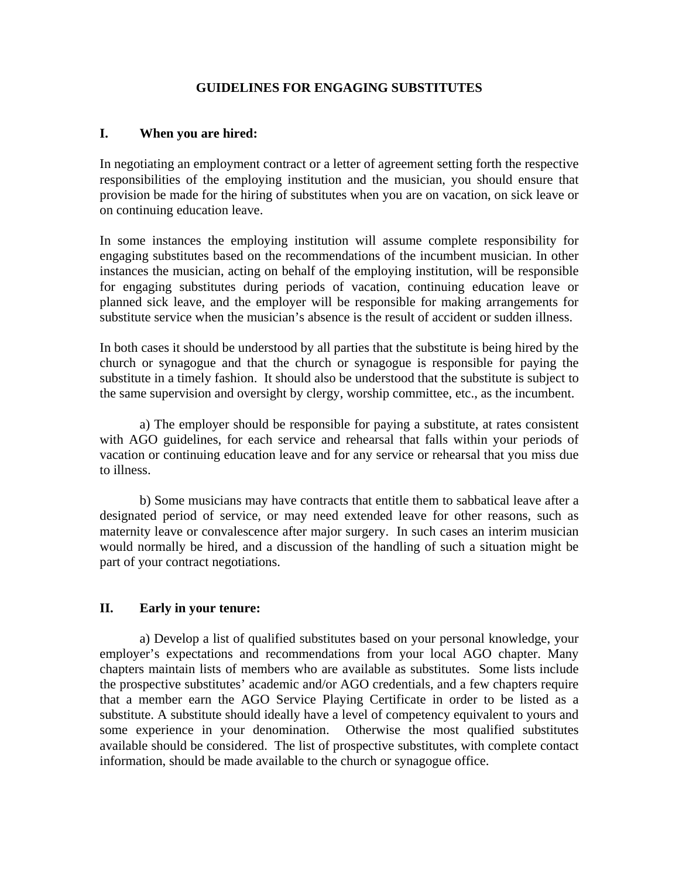# GUIDELINES FOR ENGAGING SUBSTITUTES

## I. When you are hired:

In negotiating an employment contract or a letter of agreement setting forth the respective responsibilities of the employing institution and the musician, you should ensure that provision be made for the hiring of substitutes when you are on vacation, on sick leave or on continuing education leave.

In some instances the employing institution will assume complete responsibility for engaging substitutes based on the recommendations of the incumbent musician. In other instances the musician, acting on behalf of the employing institution, will be responsible for engaging substitutes during periods of vacation, continuing education leave or planned sick leave, and the employer will be responsible for making arrangements for substitute service when the musician's absence is the result of accident or sudden illness.

In both cases it should be understood by all parties that the substitute is being hired by the church or synagogue and that the church or synagogue is responsible for paying the substitute in a timely fashion. It should also be understood that the substitute is subject to the same supervision and oversight by clergy, worship committee, etc., as the incumbent.

a) The employer should be responsible for paying a substitute, at rates consistent with AGO guidelines, for each service and rehearsal that falls within your periods of vacation or continuing education leave and for any service or rehearsal that you miss due to illness.

b) Some musicians may have contracts that entitle them to sabbatical leave after a designated period of service, or may need extended leave for other reasons, such as maternity leave or convalescence after major surgery. In such cases an interim musician would normally be hired, and a discussion of the handling of such a situation might be part of your contract negotiations.

## II. Early in your tenure:

a) Develop a list of qualified substitutes based on your personal knowledge, your employer's expectations and recommendations from your local AGO chapter. Many chapters maintain lists of members who are available as substitutes. Some lists include the prospective substitutes' academic and/or AGO credentials, and a few chapters require that a member earn the AGO Service Playing Certificate in order to be listed as a substitute. A substitute should ideally have a level of competency equivalent to yours and some experience in your denomination. Otherwise the most qualified substitutes available should be considered. The list of prospective substitutes, with complete contact information, should be made available to the church or synagogue office.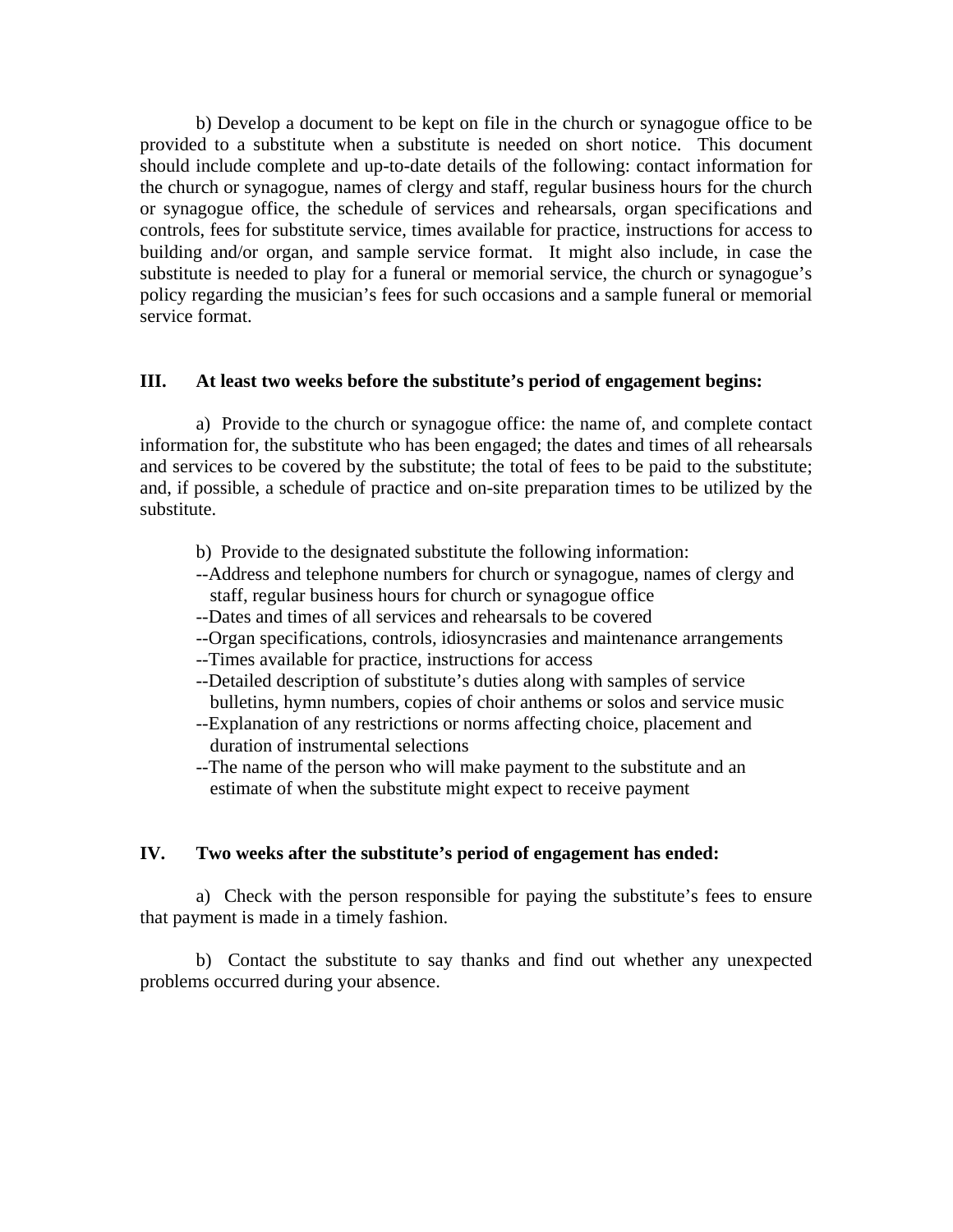b) Develop a document to be kept on file in the church or synagogue office to be provided to a substitute when a substitute is needed on short notice. This document should include complete and up-to-date details of the following: contact information for the church or synagogue, names of clergy and staff, regular business hours for the church or synagogue office, the schedule of services and rehearsals, organ specifications and controls, fees for substitute service, times available for practice, instructions for access to building and/or organ, and sample service format. It might also include, in case the substitute is needed to play for a funeral or memorial service, the church or synagogue's policy regarding the musician's fees for such occasions and a sample funeral or memorial service format.

## III. At least two weeks before the substitute's period of engagement begins:

a) Provide to the church or synagogue office: the name of, and complete contact information for, the substitute who has been engaged; the dates and times of all rehearsals and services to be covered by the substitute; the total of fees to be paid to the substitute; and, if possible, a schedule of practice and on-site preparation times to be utilized by the substitute.

b) Provide to the designated substitute the following information:

--Address and telephone numbers for church or synagogue, names of clergy and staff, regular business hours for church or synagogue office
--Dates and times of all services and rehearsals to be covered
--Organ specifications, controls, idiosyncrasies and maintenance arrangements
--Times available for practice, instructions for access
--Detailed description of substitute's duties along with samples of service bulletins, hymn numbers, copies of choir anthems or solos and service music
--Explanation of any restrictions or norms affecting choice, placement and duration of instrumental selections
--The name of the person who will make payment to the substitute and an estimate of when the substitute might expect to receive payment

## IV. Two weeks after the substitute's period of engagement has ended:

a) Check with the person responsible for paying the substitute's fees to ensure that payment is made in a timely fashion.

b) Contact the substitute to say thanks and find out whether any unexpected problems occurred during your absence.